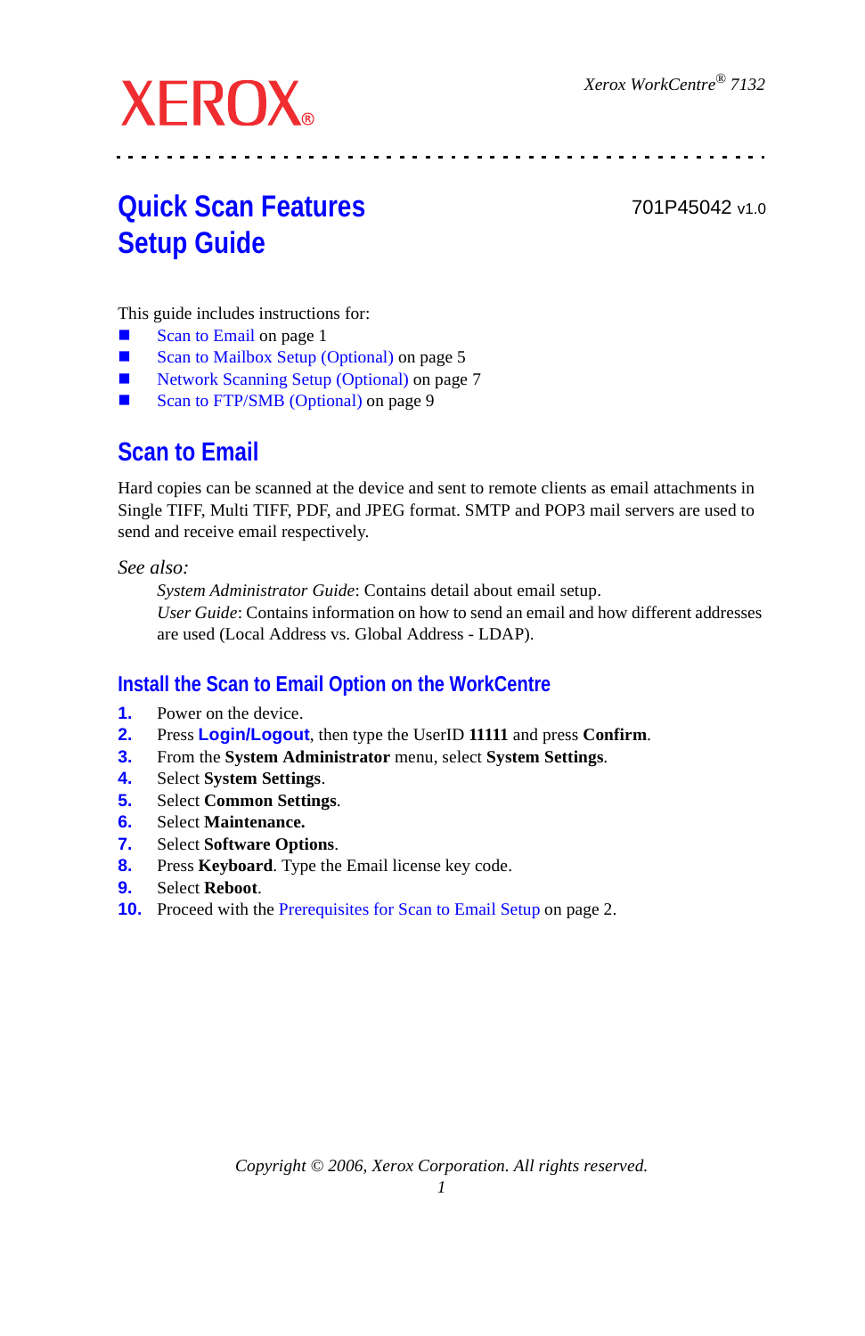XEROX®

Xerox WorkCentre® 7132

# Quick Scan Features Setup Guide

701P45042 v1.0

This guide includes instructions for:

- Scan to Email on page 1
- Scan to Mailbox Setup (Optional) on page 5
- Network Scanning Setup (Optional) on page 7
- Scan to FTP/SMB (Optional) on page 9

## Scan to Email

Hard copies can be scanned at the device and sent to remote clients as email attachments in Single TIFF, Multi TIFF, PDF, and JPEG format. SMTP and POP3 mail servers are used to send and receive email respectively.

*See also:*

*System Administrator Guide*: Contains detail about email setup.
*User Guide*: Contains information on how to send an email and how different addresses are used (Local Address vs. Global Address - LDAP).

### Install the Scan to Email Option on the WorkCentre

1. Power on the device.
2. Press **Login/Logout**, then type the UserID **11111** and press **Confirm**.
3. From the **System Administrator** menu, select **System Settings**.
4. Select **System Settings**.
5. Select **Common Settings**.
6. Select **Maintenance.**
7. Select **Software Options**.
8. Press **Keyboard**. Type the Email license key code.
9. Select **Reboot**.
10. Proceed with the Prerequisites for Scan to Email Setup on page 2.

*Copyright © 2006, Xerox Corporation. All rights reserved.*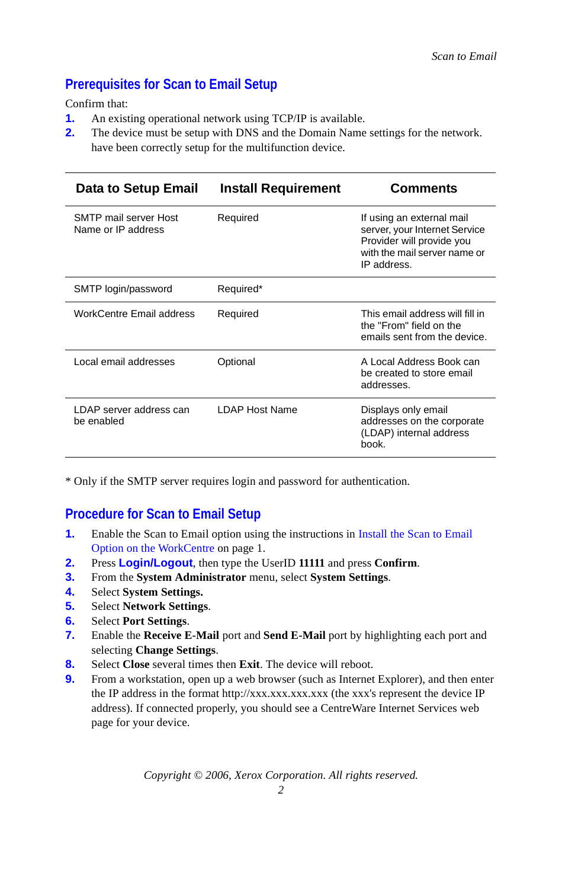## Prerequisites for Scan to Email Setup

Confirm that:

1. An existing operational network using TCP/IP is available.
2. The device must be setup with DNS and the Domain Name settings for the network. have been correctly setup for the multifunction device.

| Data to Setup Email | Install Requirement | Comments |
|---|---|---|
| SMTP mail server Host Name or IP address | Required | If using an external mail server, your Internet Service Provider will provide you with the mail server name or IP address. |
| SMTP login/password | Required* | |
| WorkCentre Email address | Required | This email address will fill in the "From" field on the emails sent from the device. |
| Local email addresses | Optional | A Local Address Book can be created to store email addresses. |
| LDAP server address can be enabled | LDAP Host Name | Displays only email addresses on the corporate (LDAP) internal address book. |

* Only if the SMTP server requires login and password for authentication.

## Procedure for Scan to Email Setup

1. Enable the Scan to Email option using the instructions in Install the Scan to Email Option on the WorkCentre on page 1.
2. Press **Login/Logout**, then type the UserID **11111** and press **Confirm**.
3. From the **System Administrator** menu, select **System Settings**.
4. Select **System Settings.**
5. Select **Network Settings**.
6. Select **Port Settings**.
7. Enable the **Receive E-Mail** port and **Send E-Mail** port by highlighting each port and selecting **Change Settings**.
8. Select **Close** several times then **Exit**. The device will reboot.
9. From a workstation, open up a web browser (such as Internet Explorer), and then enter the IP address in the format http://xxx.xxx.xxx.xxx (the xxx's represent the device IP address). If connected properly, you should see a CentreWare Internet Services web page for your device.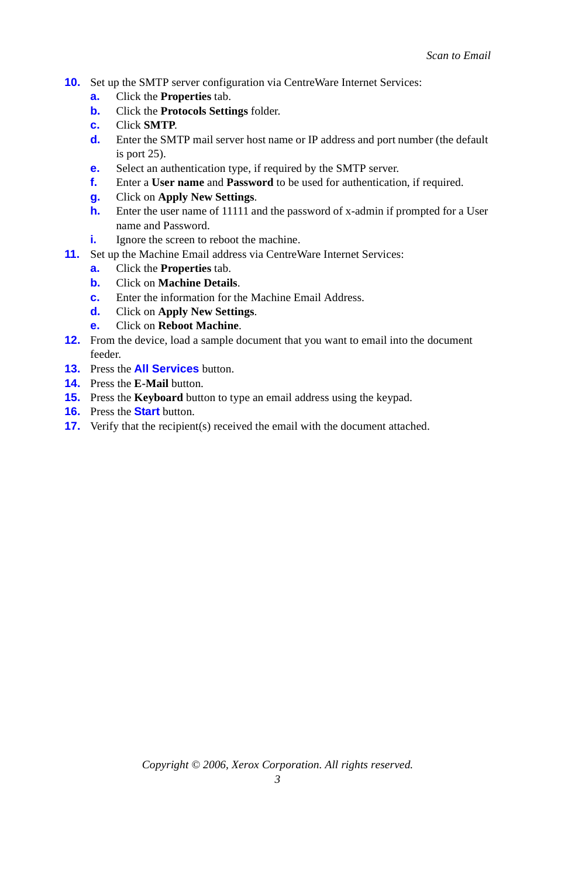10. Set up the SMTP server configuration via CentreWare Internet Services:
    a. Click the **Properties** tab.
    b. Click the **Protocols Settings** folder.
    c. Click **SMTP**.
    d. Enter the SMTP mail server host name or IP address and port number (the default is port 25).
    e. Select an authentication type, if required by the SMTP server.
    f. Enter a **User name** and **Password** to be used for authentication, if required.
    g. Click on **Apply New Settings**.
    h. Enter the user name of 11111 and the password of x-admin if prompted for a User name and Password.
    i. Ignore the screen to reboot the machine.
11. Set up the Machine Email address via CentreWare Internet Services:
    a. Click the **Properties** tab.
    b. Click on **Machine Details**.
    c. Enter the information for the Machine Email Address.
    d. Click on **Apply New Settings**.
    e. Click on **Reboot Machine**.
12. From the device, load a sample document that you want to email into the document feeder.
13. Press the **All Services** button.
14. Press the **E-Mail** button.
15. Press the **Keyboard** button to type an email address using the keypad.
16. Press the **Start** button.
17. Verify that the recipient(s) received the email with the document attached.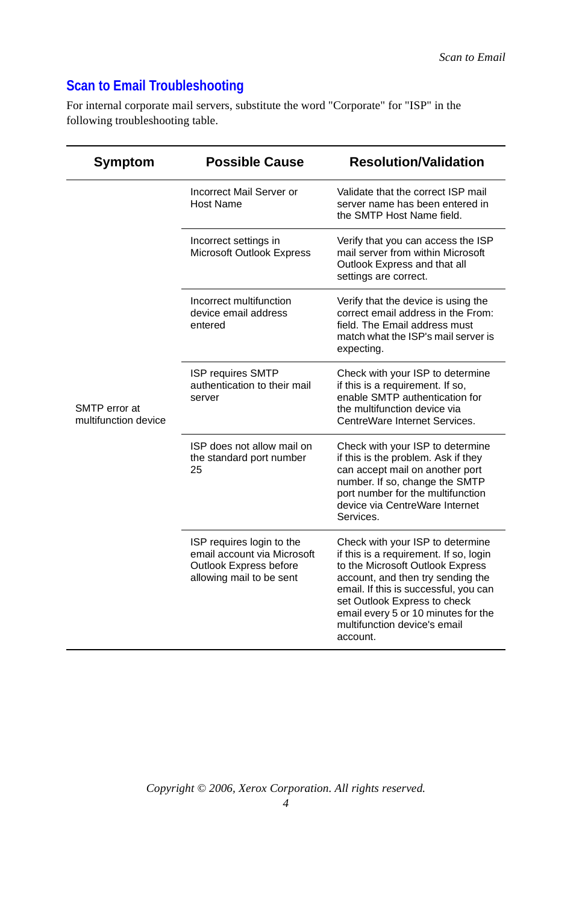## Scan to Email Troubleshooting

For internal corporate mail servers, substitute the word "Corporate" for "ISP" in the following troubleshooting table.

| Symptom | Possible Cause | Resolution/Validation |
|---|---|---|
| SMTP error at multifunction device | Incorrect Mail Server or Host Name | Validate that the correct ISP mail server name has been entered in the SMTP Host Name field. |
| | Incorrect settings in Microsoft Outlook Express | Verify that you can access the ISP mail server from within Microsoft Outlook Express and that all settings are correct. |
| | Incorrect multifunction device email address entered | Verify that the device is using the correct email address in the From: field. The Email address must match what the ISP's mail server is expecting. |
| | ISP requires SMTP authentication to their mail server | Check with your ISP to determine if this is a requirement. If so, enable SMTP authentication for the multifunction device via CentreWare Internet Services. |
| | ISP does not allow mail on the standard port number 25 | Check with your ISP to determine if this is the problem. Ask if they can accept mail on another port number. If so, change the SMTP port number for the multifunction device via CentreWare Internet Services. |
| | ISP requires login to the email account via Microsoft Outlook Express before allowing mail to be sent | Check with your ISP to determine if this is a requirement. If so, login to the Microsoft Outlook Express account, and then try sending the email. If this is successful, you can set Outlook Express to check email every 5 or 10 minutes for the multifunction device's email account. |

*Copyright © 2006, Xerox Corporation. All rights reserved.*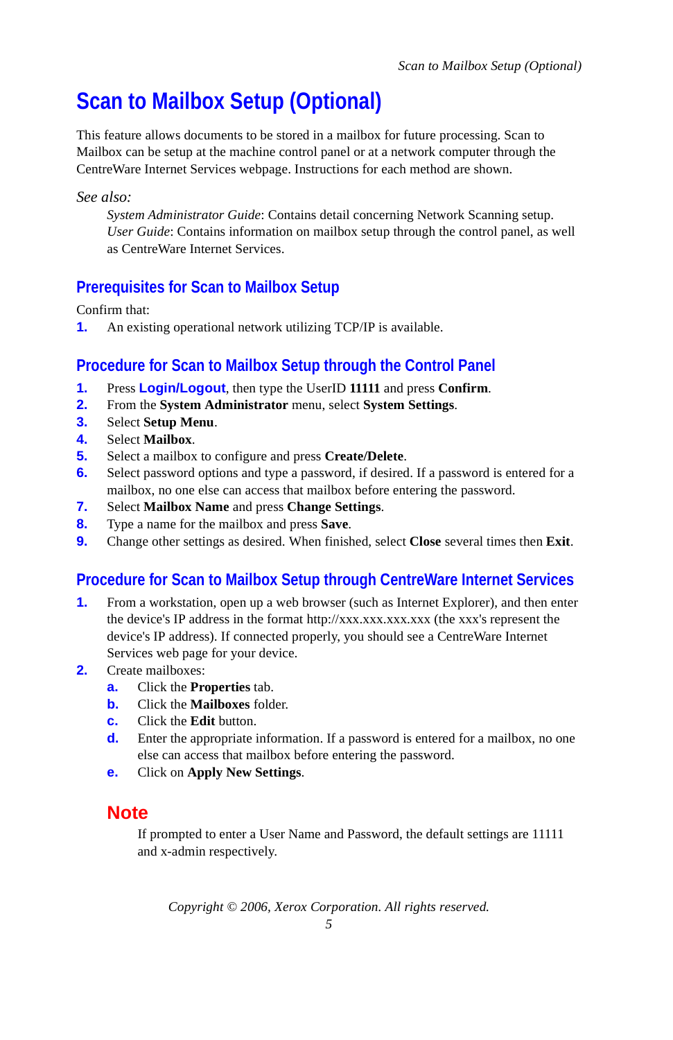# Scan to Mailbox Setup (Optional)

This feature allows documents to be stored in a mailbox for future processing. Scan to Mailbox can be setup at the machine control panel or at a network computer through the CentreWare Internet Services webpage. Instructions for each method are shown.

*See also:*

> *System Administrator Guide*: Contains detail concerning Network Scanning setup.
> *User Guide*: Contains information on mailbox setup through the control panel, as well as CentreWare Internet Services.

## Prerequisites for Scan to Mailbox Setup

Confirm that:

1. An existing operational network utilizing TCP/IP is available.

## Procedure for Scan to Mailbox Setup through the Control Panel

1. Press **Login/Logout**, then type the UserID **11111** and press **Confirm**.
2. From the **System Administrator** menu, select **System Settings**.
3. Select **Setup Menu**.
4. Select **Mailbox**.
5. Select a mailbox to configure and press **Create/Delete**.
6. Select password options and type a password, if desired. If a password is entered for a mailbox, no one else can access that mailbox before entering the password.
7. Select **Mailbox Name** and press **Change Settings**.
8. Type a name for the mailbox and press **Save**.
9. Change other settings as desired. When finished, select **Close** several times then **Exit**.

## Procedure for Scan to Mailbox Setup through CentreWare Internet Services

1. From a workstation, open up a web browser (such as Internet Explorer), and then enter the device's IP address in the format http://xxx.xxx.xxx.xxx (the xxx's represent the device's IP address). If connected properly, you should see a CentreWare Internet Services web page for your device.
2. Create mailboxes:
   a. Click the **Properties** tab.
   b. Click the **Mailboxes** folder.
   c. Click the **Edit** button.
   d. Enter the appropriate information. If a password is entered for a mailbox, no one else can access that mailbox before entering the password.
   e. Click on **Apply New Settings**.

### Note

If prompted to enter a User Name and Password, the default settings are 11111 and x-admin respectively.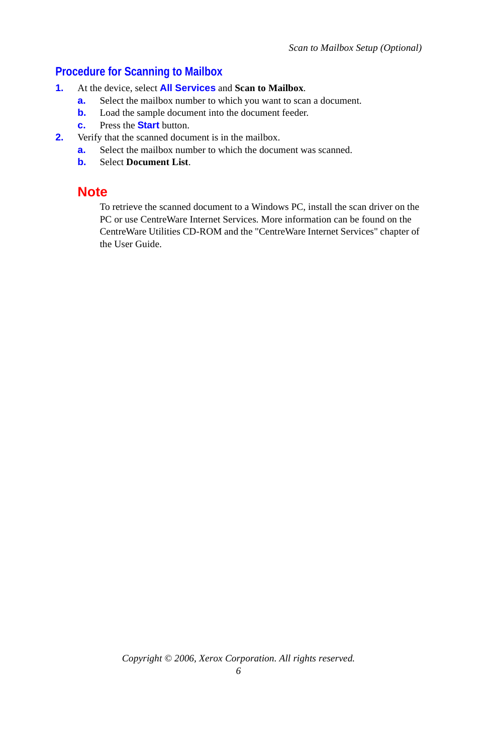## Procedure for Scanning to Mailbox

1. At the device, select **All Services** and **Scan to Mailbox**.
   a. Select the mailbox number to which you want to scan a document.
   b. Load the sample document into the document feeder.
   c. Press the **Start** button.
2. Verify that the scanned document is in the mailbox.
   a. Select the mailbox number to which the document was scanned.
   b. Select **Document List**.

### Note

To retrieve the scanned document to a Windows PC, install the scan driver on the PC or use CentreWare Internet Services. More information can be found on the CentreWare Utilities CD-ROM and the "CentreWare Internet Services" chapter of the User Guide.

*Copyright © 2006, Xerox Corporation. All rights reserved.*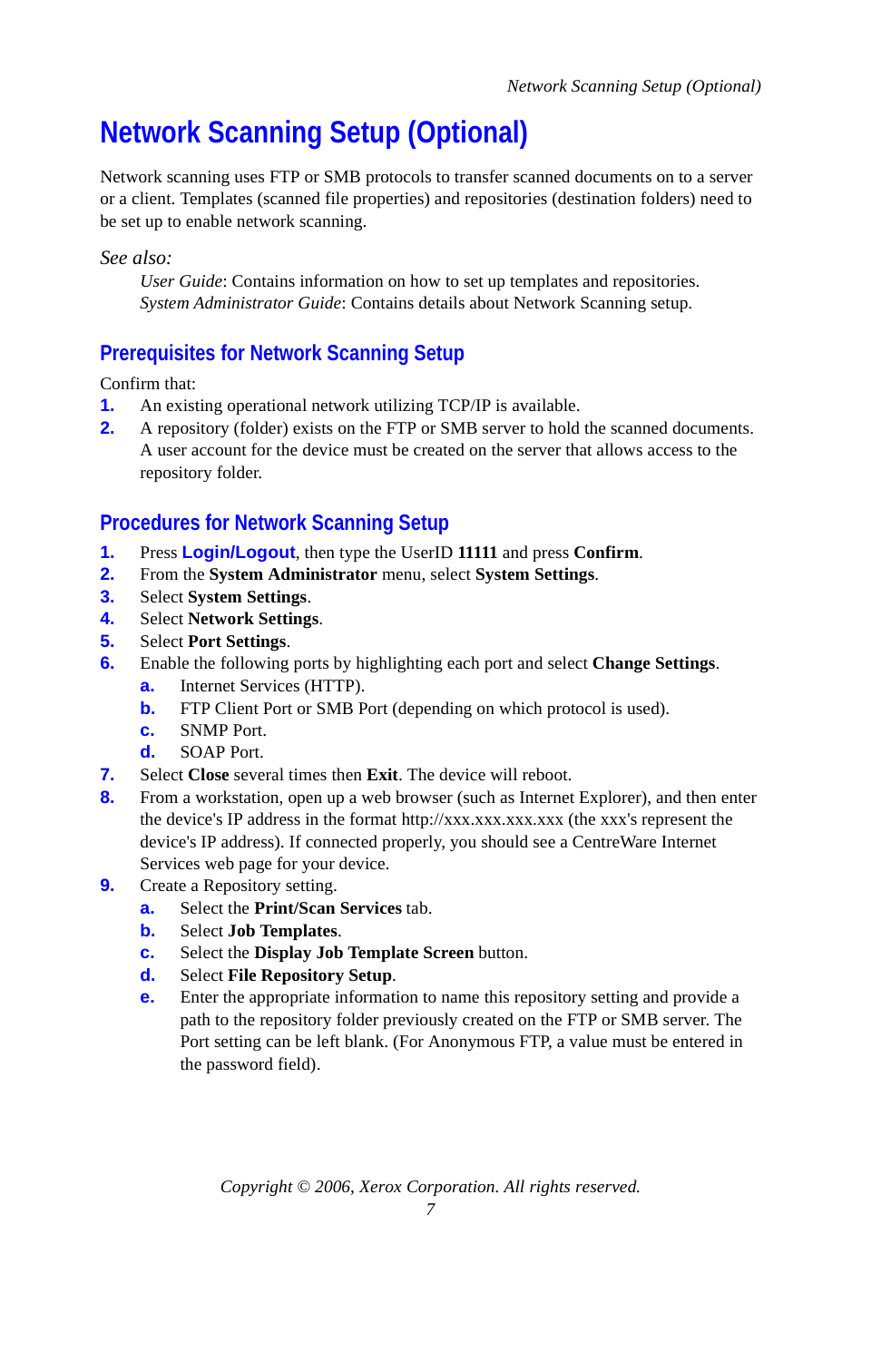# Network Scanning Setup (Optional)

Network scanning uses FTP or SMB protocols to transfer scanned documents on to a server or a client. Templates (scanned file properties) and repositories (destination folders) need to be set up to enable network scanning.

*See also:*

> *User Guide*: Contains information on how to set up templates and repositories.
> *System Administrator Guide*: Contains details about Network Scanning setup.

## Prerequisites for Network Scanning Setup

Confirm that:

1. An existing operational network utilizing TCP/IP is available.
2. A repository (folder) exists on the FTP or SMB server to hold the scanned documents. A user account for the device must be created on the server that allows access to the repository folder.

## Procedures for Network Scanning Setup

1. Press **Login/Logout**, then type the UserID **11111** and press **Confirm**.
2. From the **System Administrator** menu, select **System Settings**.
3. Select **System Settings**.
4. Select **Network Settings**.
5. Select **Port Settings**.
6. Enable the following ports by highlighting each port and select **Change Settings**.
   a. Internet Services (HTTP).
   b. FTP Client Port or SMB Port (depending on which protocol is used).
   c. SNMP Port.
   d. SOAP Port.
7. Select **Close** several times then **Exit**. The device will reboot.
8. From a workstation, open up a web browser (such as Internet Explorer), and then enter the device's IP address in the format http://xxx.xxx.xxx.xxx (the xxx's represent the device's IP address). If connected properly, you should see a CentreWare Internet Services web page for your device.
9. Create a Repository setting.
   a. Select the **Print/Scan Services** tab.
   b. Select **Job Templates**.
   c. Select the **Display Job Template Screen** button.
   d. Select **File Repository Setup**.
   e. Enter the appropriate information to name this repository setting and provide a path to the repository folder previously created on the FTP or SMB server. The Port setting can be left blank. (For Anonymous FTP, a value must be entered in the password field).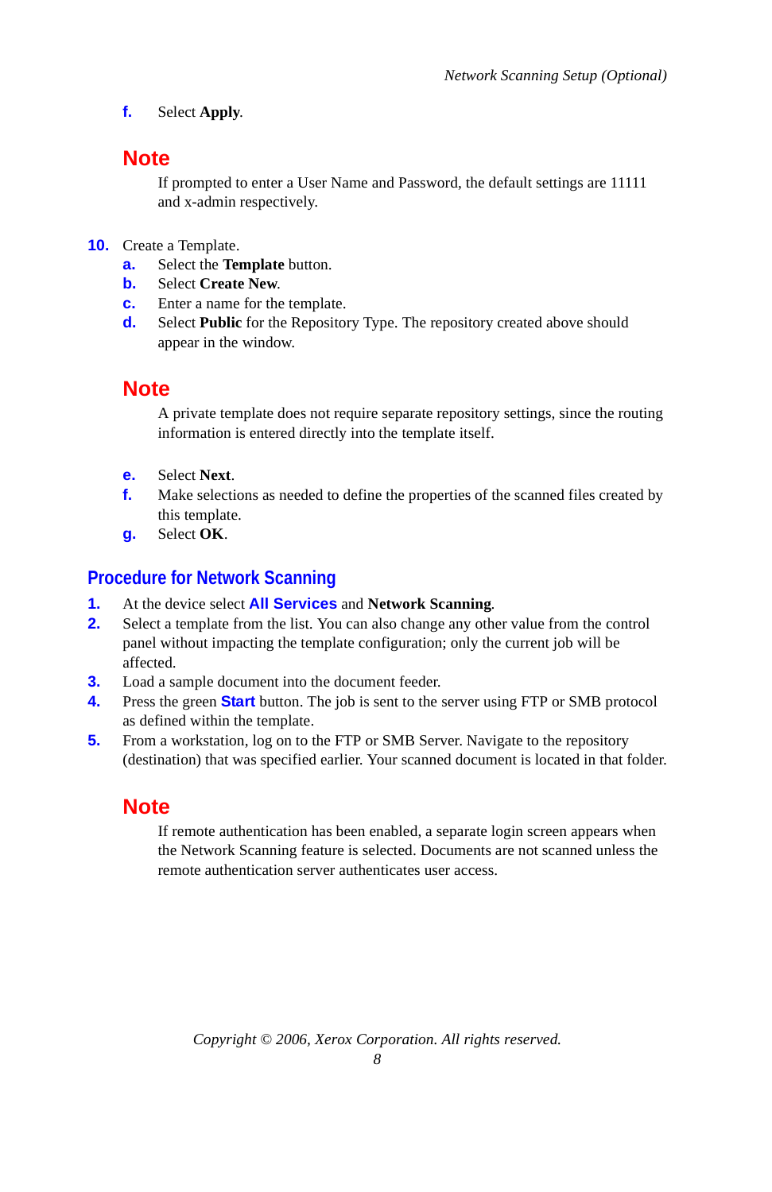f. Select **Apply**.

## Note

If prompted to enter a User Name and Password, the default settings are 11111 and x-admin respectively.

10. Create a Template.
    a. Select the **Template** button.
    b. Select **Create New**.
    c. Enter a name for the template.
    d. Select **Public** for the Repository Type. The repository created above should appear in the window.

## Note

A private template does not require separate repository settings, since the routing information is entered directly into the template itself.

   e. Select **Next**.
   f. Make selections as needed to define the properties of the scanned files created by this template.
   g. Select **OK**.

### Procedure for Network Scanning

1. At the device select **All Services** and **Network Scanning**.
2. Select a template from the list. You can also change any other value from the control panel without impacting the template configuration; only the current job will be affected.
3. Load a sample document into the document feeder.
4. Press the green **Start** button. The job is sent to the server using FTP or SMB protocol as defined within the template.
5. From a workstation, log on to the FTP or SMB Server. Navigate to the repository (destination) that was specified earlier. Your scanned document is located in that folder.

## Note

If remote authentication has been enabled, a separate login screen appears when the Network Scanning feature is selected. Documents are not scanned unless the remote authentication server authenticates user access.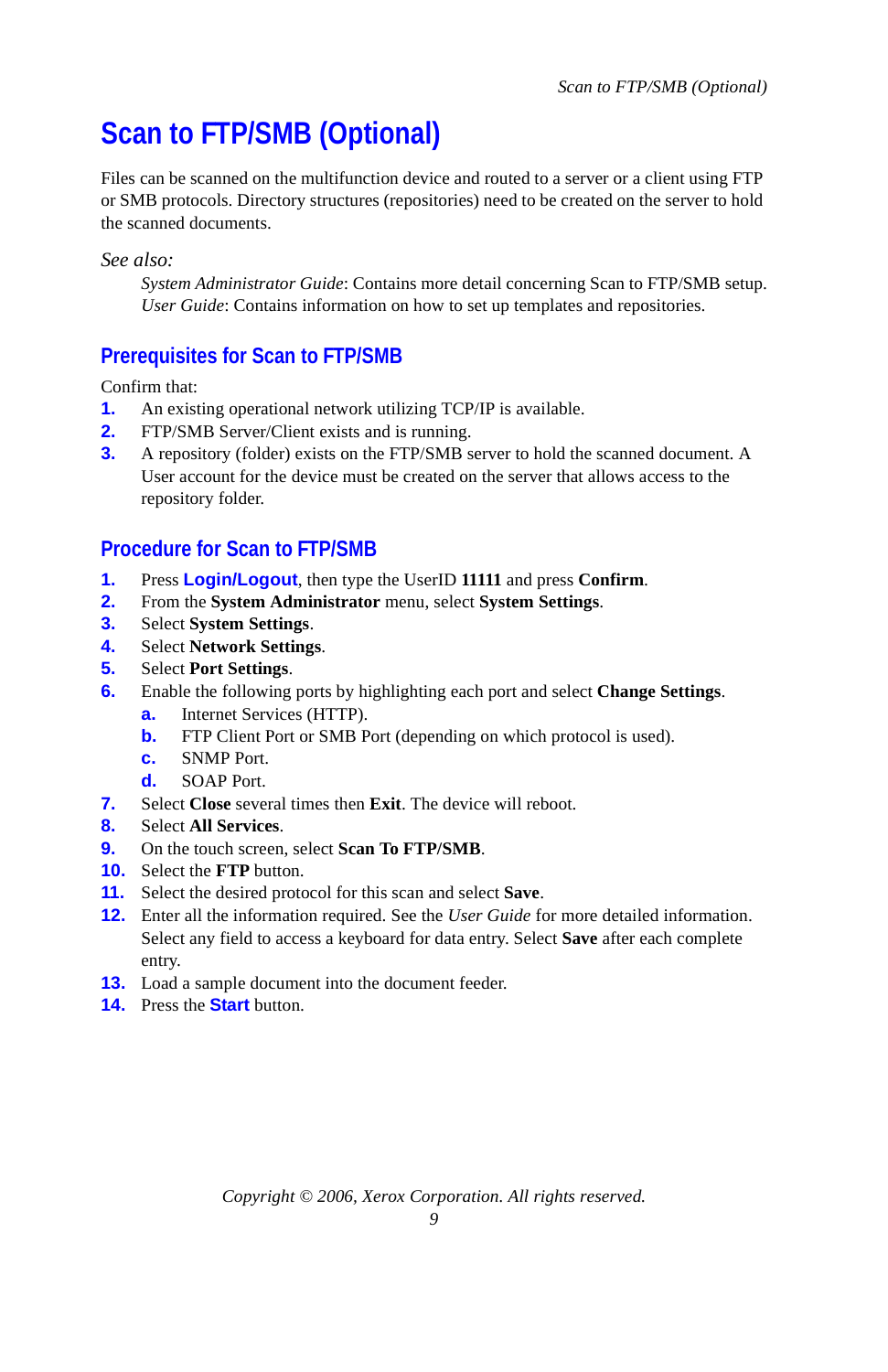# Scan to FTP/SMB (Optional)

Files can be scanned on the multifunction device and routed to a server or a client using FTP or SMB protocols. Directory structures (repositories) need to be created on the server to hold the scanned documents.

*See also:*

> *System Administrator Guide*: Contains more detail concerning Scan to FTP/SMB setup.
> *User Guide*: Contains information on how to set up templates and repositories.

## Prerequisites for Scan to FTP/SMB

Confirm that:

1. An existing operational network utilizing TCP/IP is available.
2. FTP/SMB Server/Client exists and is running.
3. A repository (folder) exists on the FTP/SMB server to hold the scanned document. A User account for the device must be created on the server that allows access to the repository folder.

## Procedure for Scan to FTP/SMB

1. Press **Login/Logout**, then type the UserID **11111** and press **Confirm**.
2. From the **System Administrator** menu, select **System Settings**.
3. Select **System Settings**.
4. Select **Network Settings**.
5. Select **Port Settings**.
6. Enable the following ports by highlighting each port and select **Change Settings**.
   a. Internet Services (HTTP).
   b. FTP Client Port or SMB Port (depending on which protocol is used).
   c. SNMP Port.
   d. SOAP Port.
7. Select **Close** several times then **Exit**. The device will reboot.
8. Select **All Services**.
9. On the touch screen, select **Scan To FTP/SMB**.
10. Select the **FTP** button.
11. Select the desired protocol for this scan and select **Save**.
12. Enter all the information required. See the *User Guide* for more detailed information. Select any field to access a keyboard for data entry. Select **Save** after each complete entry.
13. Load a sample document into the document feeder.
14. Press the **Start** button.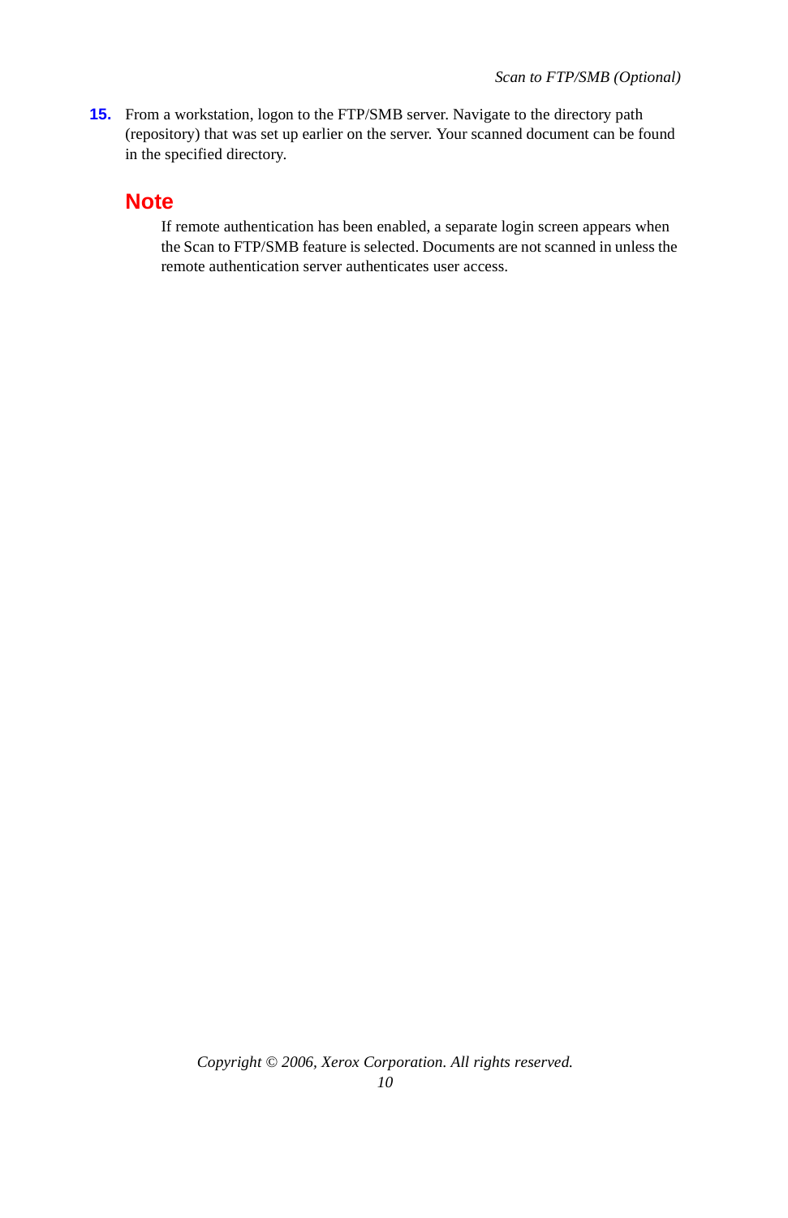15. From a workstation, logon to the FTP/SMB server. Navigate to the directory path (repository) that was set up earlier on the server. Your scanned document can be found in the specified directory.

   **Note**

   If remote authentication has been enabled, a separate login screen appears when the Scan to FTP/SMB feature is selected. Documents are not scanned in unless the remote authentication server authenticates user access.

*Copyright © 2006, Xerox Corporation. All rights reserved.*